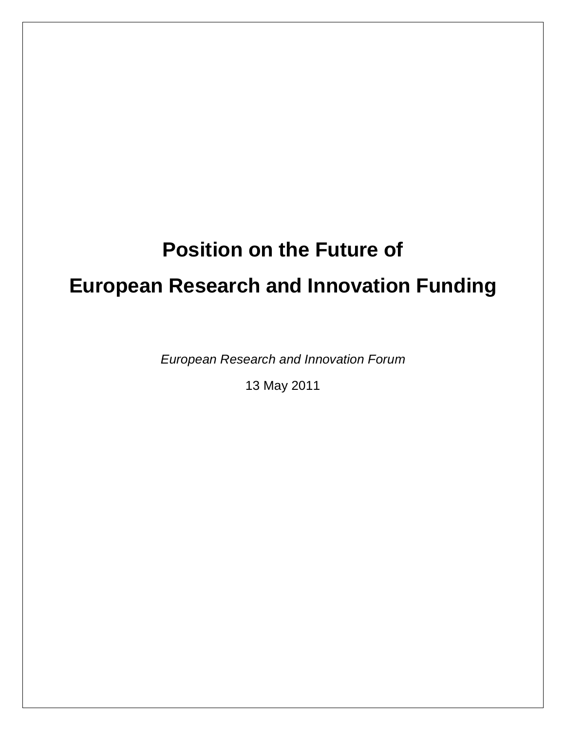# Position on the Future of European Research and Innovation Funding

*European Research and Innovation Forum*

13 May 2011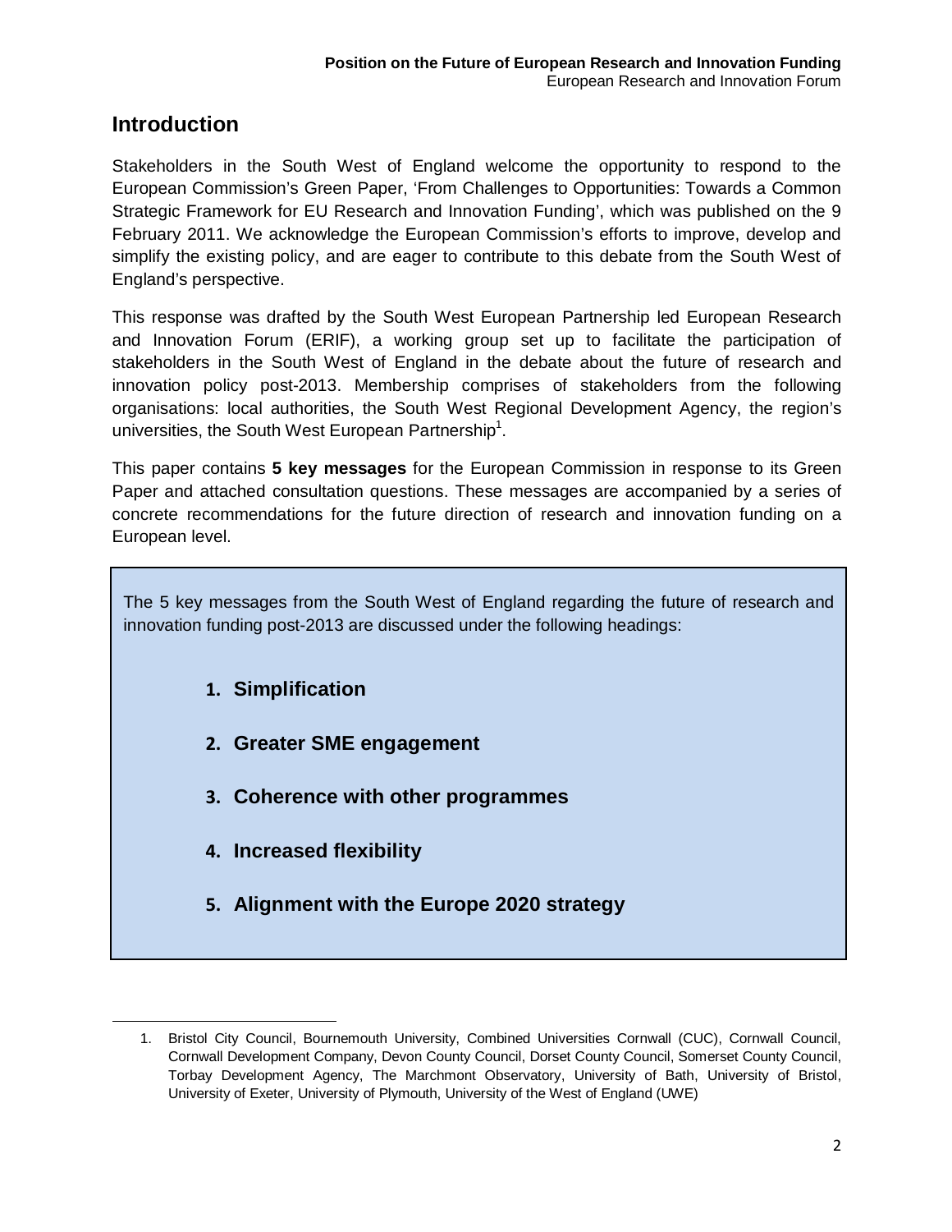## Introduction

Stakeholders in the South West of England welcome the opportunity to respond to the European Commission's Green Paper, 'From Challenges to Opportunities: Towards a Common Strategic Framework for EU Research and Innovation Funding', which was published on the 9 February 2011. We acknowledge the European Commission's efforts to improve, develop and simplify the existing policy, and are eager to contribute to this debate from the South West of England's perspective.

This response was drafted by the South West European Partnership led European Research and Innovation Forum (ERIF), a working group set up to facilitate the participation of stakeholders in the South West of England in the debate about the future of research and innovation policy post-2013. Membership comprises of stakeholders from the following organisations: local authorities, the South West Regional Development Agency, the region's universities, the South West European Partnership[1].

This paper contains **5 key messages** for the European Commission in response to its Green Paper and attached consultation questions. These messages are accompanied by a series of concrete recommendations for the future direction of research and innovation funding on a European level.

The 5 key messages from the South West of England regarding the future of research and innovation funding post-2013 are discussed under the following headings:

1. **Simplification**
2. **Greater SME engagement**
3. **Coherence with other programmes**
4. **Increased flexibility**
5. **Alignment with the Europe 2020 strategy**

---

1. Bristol City Council, Bournemouth University, Combined Universities Cornwall (CUC), Cornwall Council, Cornwall Development Company, Devon County Council, Dorset County Council, Somerset County Council, Torbay Development Agency, The Marchmont Observatory, University of Bath, University of Bristol, University of Exeter, University of Plymouth, University of the West of England (UWE)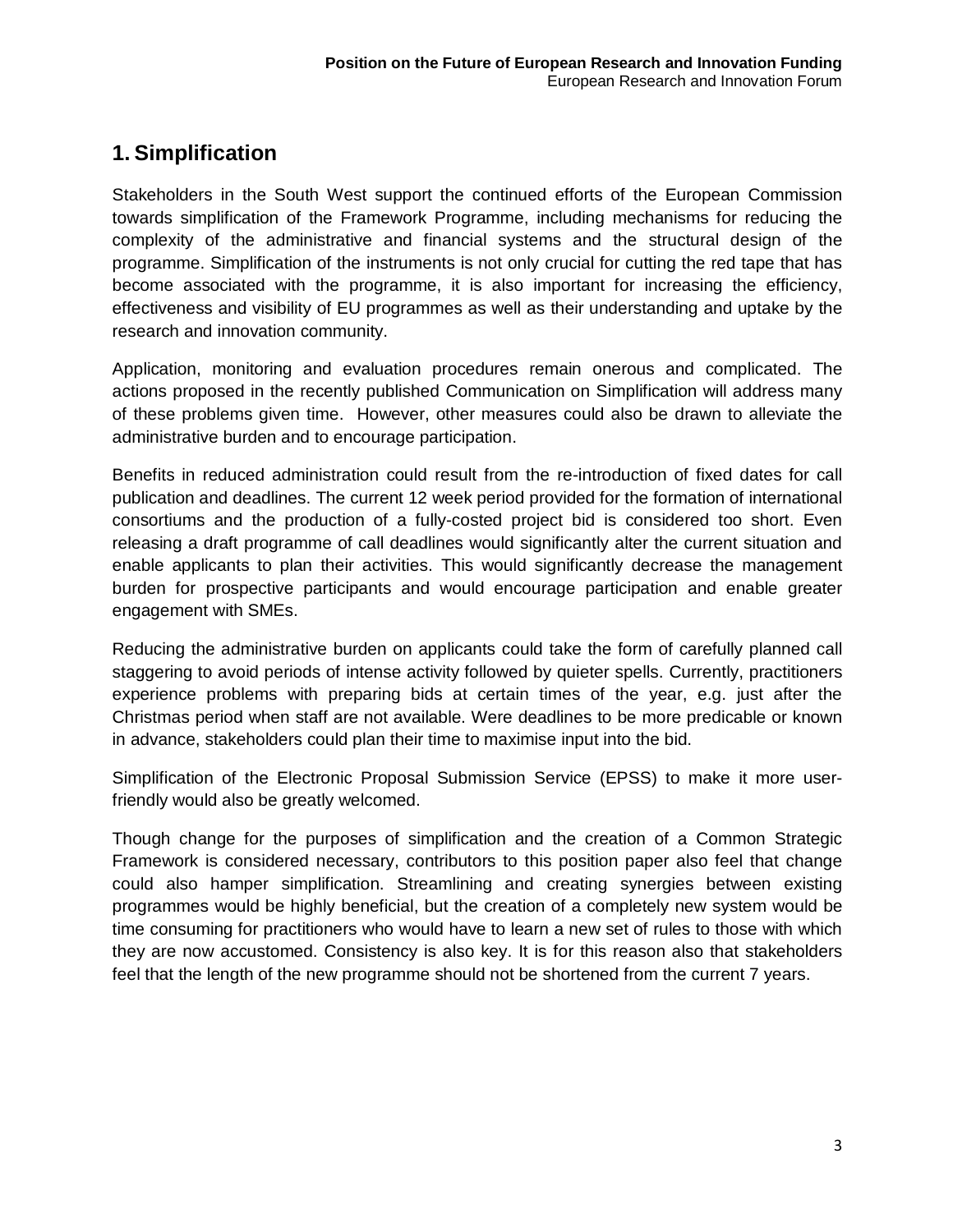## 1. Simplification

Stakeholders in the South West support the continued efforts of the European Commission towards simplification of the Framework Programme, including mechanisms for reducing the complexity of the administrative and financial systems and the structural design of the programme. Simplification of the instruments is not only crucial for cutting the red tape that has become associated with the programme, it is also important for increasing the efficiency, effectiveness and visibility of EU programmes as well as their understanding and uptake by the research and innovation community.

Application, monitoring and evaluation procedures remain onerous and complicated. The actions proposed in the recently published Communication on Simplification will address many of these problems given time. However, other measures could also be drawn to alleviate the administrative burden and to encourage participation.

Benefits in reduced administration could result from the re-introduction of fixed dates for call publication and deadlines. The current 12 week period provided for the formation of international consortiums and the production of a fully-costed project bid is considered too short. Even releasing a draft programme of call deadlines would significantly alter the current situation and enable applicants to plan their activities. This would significantly decrease the management burden for prospective participants and would encourage participation and enable greater engagement with SMEs.

Reducing the administrative burden on applicants could take the form of carefully planned call staggering to avoid periods of intense activity followed by quieter spells. Currently, practitioners experience problems with preparing bids at certain times of the year, e.g. just after the Christmas period when staff are not available. Were deadlines to be more predicable or known in advance, stakeholders could plan their time to maximise input into the bid.

Simplification of the Electronic Proposal Submission Service (EPSS) to make it more user-friendly would also be greatly welcomed.

Though change for the purposes of simplification and the creation of a Common Strategic Framework is considered necessary, contributors to this position paper also feel that change could also hamper simplification. Streamlining and creating synergies between existing programmes would be highly beneficial, but the creation of a completely new system would be time consuming for practitioners who would have to learn a new set of rules to those with which they are now accustomed. Consistency is also key. It is for this reason also that stakeholders feel that the length of the new programme should not be shortened from the current 7 years.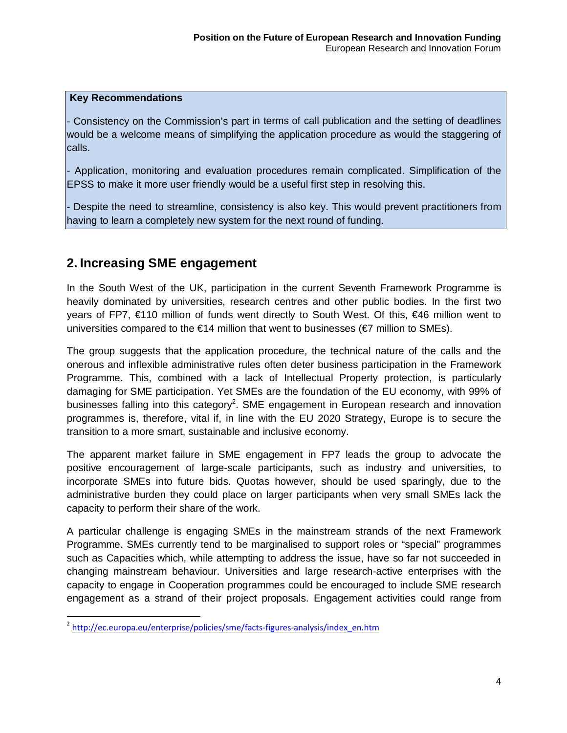**Key Recommendations**

- Consistency on the Commission's part in terms of call publication and the setting of deadlines would be a welcome means of simplifying the application procedure as would the staggering of calls.

- Application, monitoring and evaluation procedures remain complicated. Simplification of the EPSS to make it more user friendly would be a useful first step in resolving this.

- Despite the need to streamline, consistency is also key. This would prevent practitioners from having to learn a completely new system for the next round of funding.

## 2. Increasing SME engagement

In the South West of the UK, participation in the current Seventh Framework Programme is heavily dominated by universities, research centres and other public bodies. In the first two years of FP7, €110 million of funds went directly to South West. Of this, €46 million went to universities compared to the €14 million that went to businesses (€7 million to SMEs).

The group suggests that the application procedure, the technical nature of the calls and the onerous and inflexible administrative rules often deter business participation in the Framework Programme. This, combined with a lack of Intellectual Property protection, is particularly damaging for SME participation. Yet SMEs are the foundation of the EU economy, with 99% of businesses falling into this category[2]. SME engagement in European research and innovation programmes is, therefore, vital if, in line with the EU 2020 Strategy, Europe is to secure the transition to a more smart, sustainable and inclusive economy.

The apparent market failure in SME engagement in FP7 leads the group to advocate the positive encouragement of large-scale participants, such as industry and universities, to incorporate SMEs into future bids. Quotas however, should be used sparingly, due to the administrative burden they could place on larger participants when very small SMEs lack the capacity to perform their share of the work.

A particular challenge is engaging SMEs in the mainstream strands of the next Framework Programme. SMEs currently tend to be marginalised to support roles or "special" programmes such as Capacities which, while attempting to address the issue, have so far not succeeded in changing mainstream behaviour. Universities and large research-active enterprises with the capacity to engage in Cooperation programmes could be encouraged to include SME research engagement as a strand of their project proposals. Engagement activities could range from

[2] http://ec.europa.eu/enterprise/policies/sme/facts-figures-analysis/index_en.htm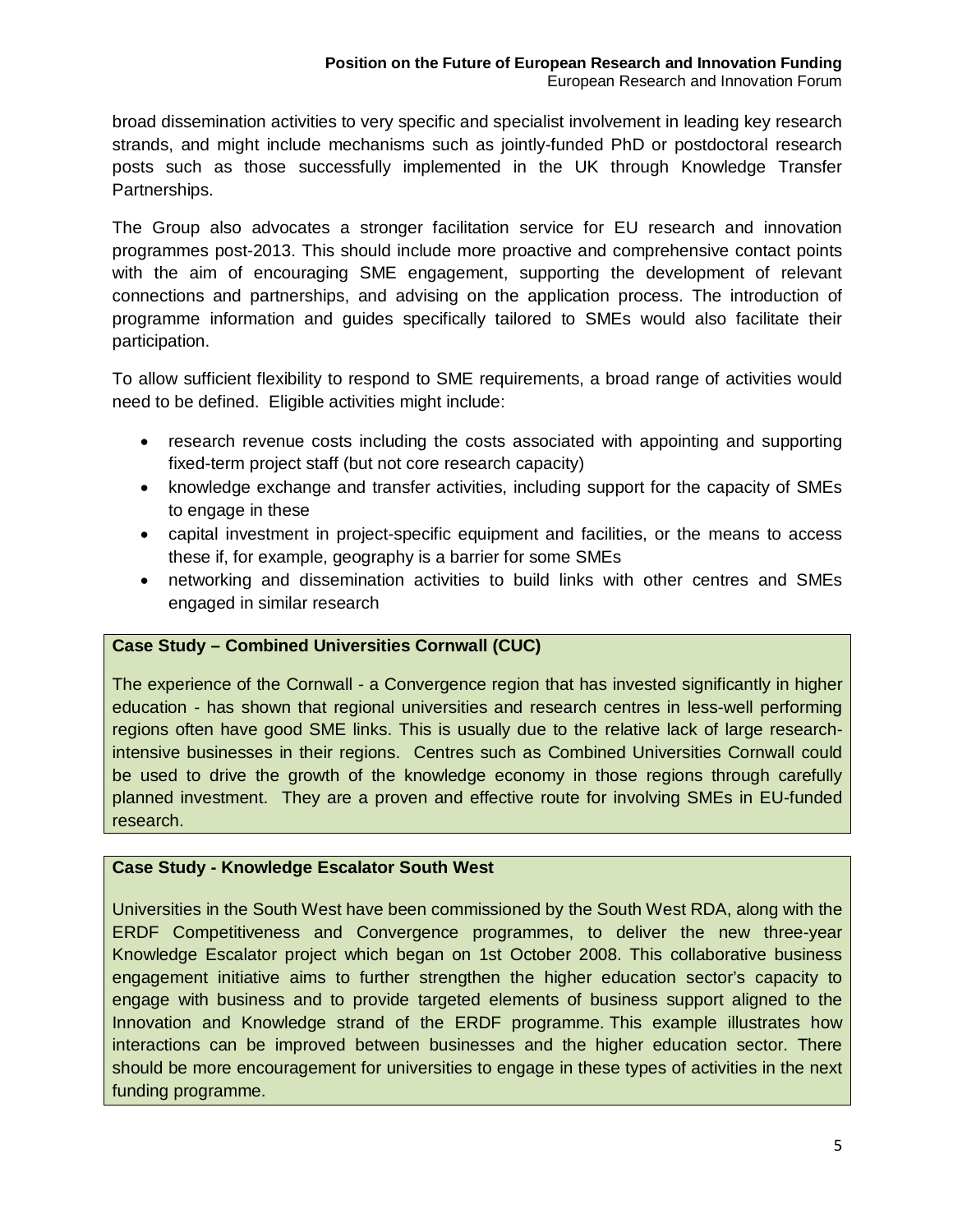broad dissemination activities to very specific and specialist involvement in leading key research strands, and might include mechanisms such as jointly-funded PhD or postdoctoral research posts such as those successfully implemented in the UK through Knowledge Transfer Partnerships.

The Group also advocates a stronger facilitation service for EU research and innovation programmes post-2013. This should include more proactive and comprehensive contact points with the aim of encouraging SME engagement, supporting the development of relevant connections and partnerships, and advising on the application process. The introduction of programme information and guides specifically tailored to SMEs would also facilitate their participation.

To allow sufficient flexibility to respond to SME requirements, a broad range of activities would need to be defined. Eligible activities might include:

- research revenue costs including the costs associated with appointing and supporting fixed-term project staff (but not core research capacity)
- knowledge exchange and transfer activities, including support for the capacity of SMEs to engage in these
- capital investment in project-specific equipment and facilities, or the means to access these if, for example, geography is a barrier for some SMEs
- networking and dissemination activities to build links with other centres and SMEs engaged in similar research

**Case Study – Combined Universities Cornwall (CUC)**

The experience of the Cornwall - a Convergence region that has invested significantly in higher education - has shown that regional universities and research centres in less-well performing regions often have good SME links. This is usually due to the relative lack of large research-intensive businesses in their regions. Centres such as Combined Universities Cornwall could be used to drive the growth of the knowledge economy in those regions through carefully planned investment. They are a proven and effective route for involving SMEs in EU-funded research.

**Case Study - Knowledge Escalator South West**

Universities in the South West have been commissioned by the South West RDA, along with the ERDF Competitiveness and Convergence programmes, to deliver the new three-year Knowledge Escalator project which began on 1st October 2008. This collaborative business engagement initiative aims to further strengthen the higher education sector's capacity to engage with business and to provide targeted elements of business support aligned to the Innovation and Knowledge strand of the ERDF programme. This example illustrates how interactions can be improved between businesses and the higher education sector. There should be more encouragement for universities to engage in these types of activities in the next funding programme.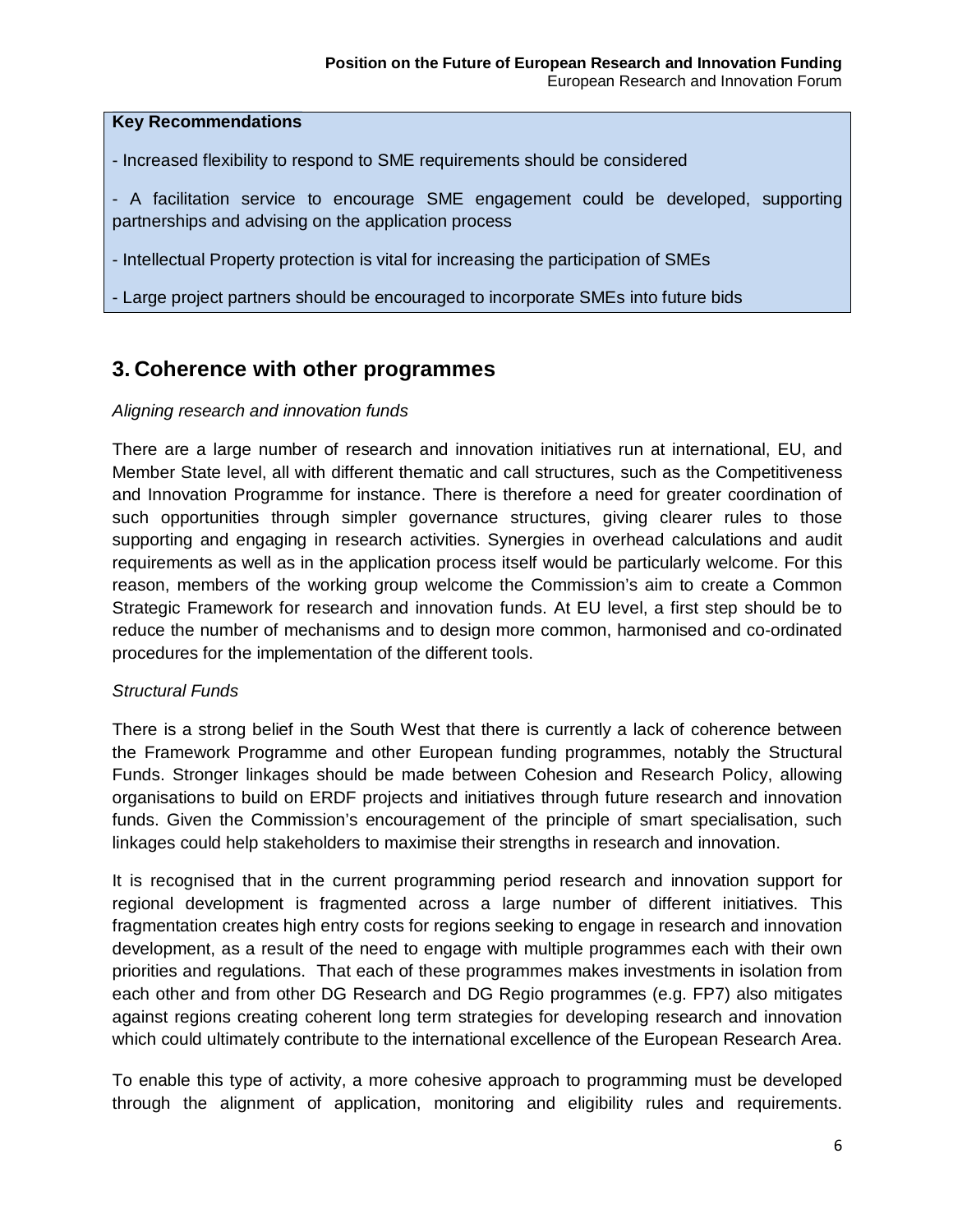**Key Recommendations**

- Increased flexibility to respond to SME requirements should be considered
- A facilitation service to encourage SME engagement could be developed, supporting partnerships and advising on the application process
- Intellectual Property protection is vital for increasing the participation of SMEs
- Large project partners should be encouraged to incorporate SMEs into future bids

## 3. Coherence with other programmes

*Aligning research and innovation funds*

There are a large number of research and innovation initiatives run at international, EU, and Member State level, all with different thematic and call structures, such as the Competitiveness and Innovation Programme for instance. There is therefore a need for greater coordination of such opportunities through simpler governance structures, giving clearer rules to those supporting and engaging in research activities. Synergies in overhead calculations and audit requirements as well as in the application process itself would be particularly welcome. For this reason, members of the working group welcome the Commission's aim to create a Common Strategic Framework for research and innovation funds. At EU level, a first step should be to reduce the number of mechanisms and to design more common, harmonised and co-ordinated procedures for the implementation of the different tools.

*Structural Funds*

There is a strong belief in the South West that there is currently a lack of coherence between the Framework Programme and other European funding programmes, notably the Structural Funds. Stronger linkages should be made between Cohesion and Research Policy, allowing organisations to build on ERDF projects and initiatives through future research and innovation funds. Given the Commission's encouragement of the principle of smart specialisation, such linkages could help stakeholders to maximise their strengths in research and innovation.

It is recognised that in the current programming period research and innovation support for regional development is fragmented across a large number of different initiatives. This fragmentation creates high entry costs for regions seeking to engage in research and innovation development, as a result of the need to engage with multiple programmes each with their own priorities and regulations. That each of these programmes makes investments in isolation from each other and from other DG Research and DG Regio programmes (e.g. FP7) also mitigates against regions creating coherent long term strategies for developing research and innovation which could ultimately contribute to the international excellence of the European Research Area.

To enable this type of activity, a more cohesive approach to programming must be developed through the alignment of application, monitoring and eligibility rules and requirements.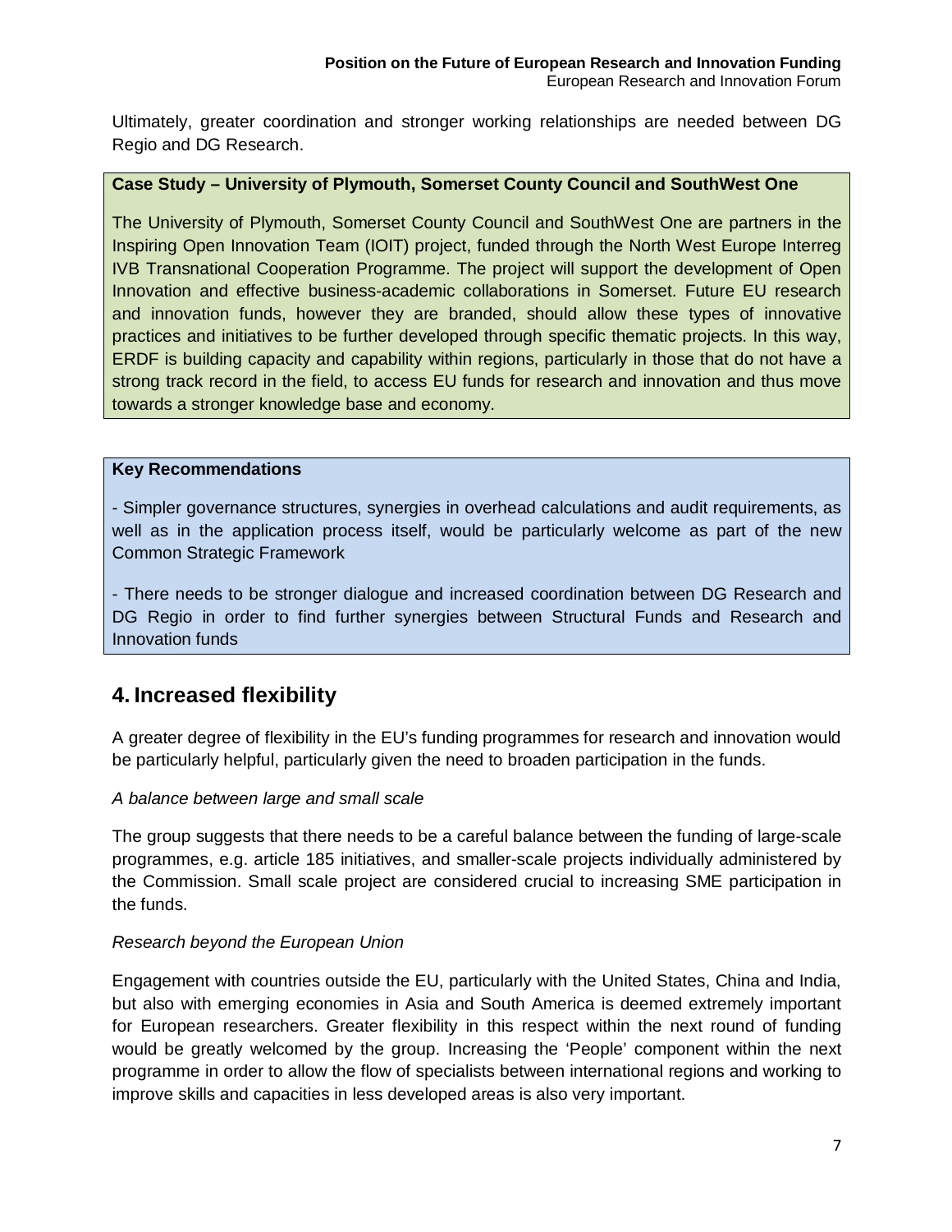Ultimately, greater coordination and stronger working relationships are needed between DG Regio and DG Research.

**Case Study – University of Plymouth, Somerset County Council and SouthWest One**

The University of Plymouth, Somerset County Council and SouthWest One are partners in the Inspiring Open Innovation Team (IOIT) project, funded through the North West Europe Interreg IVB Transnational Cooperation Programme. The project will support the development of Open Innovation and effective business-academic collaborations in Somerset. Future EU research and innovation funds, however they are branded, should allow these types of innovative practices and initiatives to be further developed through specific thematic projects. In this way, ERDF is building capacity and capability within regions, particularly in those that do not have a strong track record in the field, to access EU funds for research and innovation and thus move towards a stronger knowledge base and economy.

**Key Recommendations**

- Simpler governance structures, synergies in overhead calculations and audit requirements, as well as in the application process itself, would be particularly welcome as part of the new Common Strategic Framework

- There needs to be stronger dialogue and increased coordination between DG Research and DG Regio in order to find further synergies between Structural Funds and Research and Innovation funds

## 4. Increased flexibility

A greater degree of flexibility in the EU's funding programmes for research and innovation would be particularly helpful, particularly given the need to broaden participation in the funds.

*A balance between large and small scale*

The group suggests that there needs to be a careful balance between the funding of large-scale programmes, e.g. article 185 initiatives, and smaller-scale projects individually administered by the Commission. Small scale project are considered crucial to increasing SME participation in the funds.

*Research beyond the European Union*

Engagement with countries outside the EU, particularly with the United States, China and India, but also with emerging economies in Asia and South America is deemed extremely important for European researchers. Greater flexibility in this respect within the next round of funding would be greatly welcomed by the group. Increasing the 'People' component within the next programme in order to allow the flow of specialists between international regions and working to improve skills and capacities in less developed areas is also very important.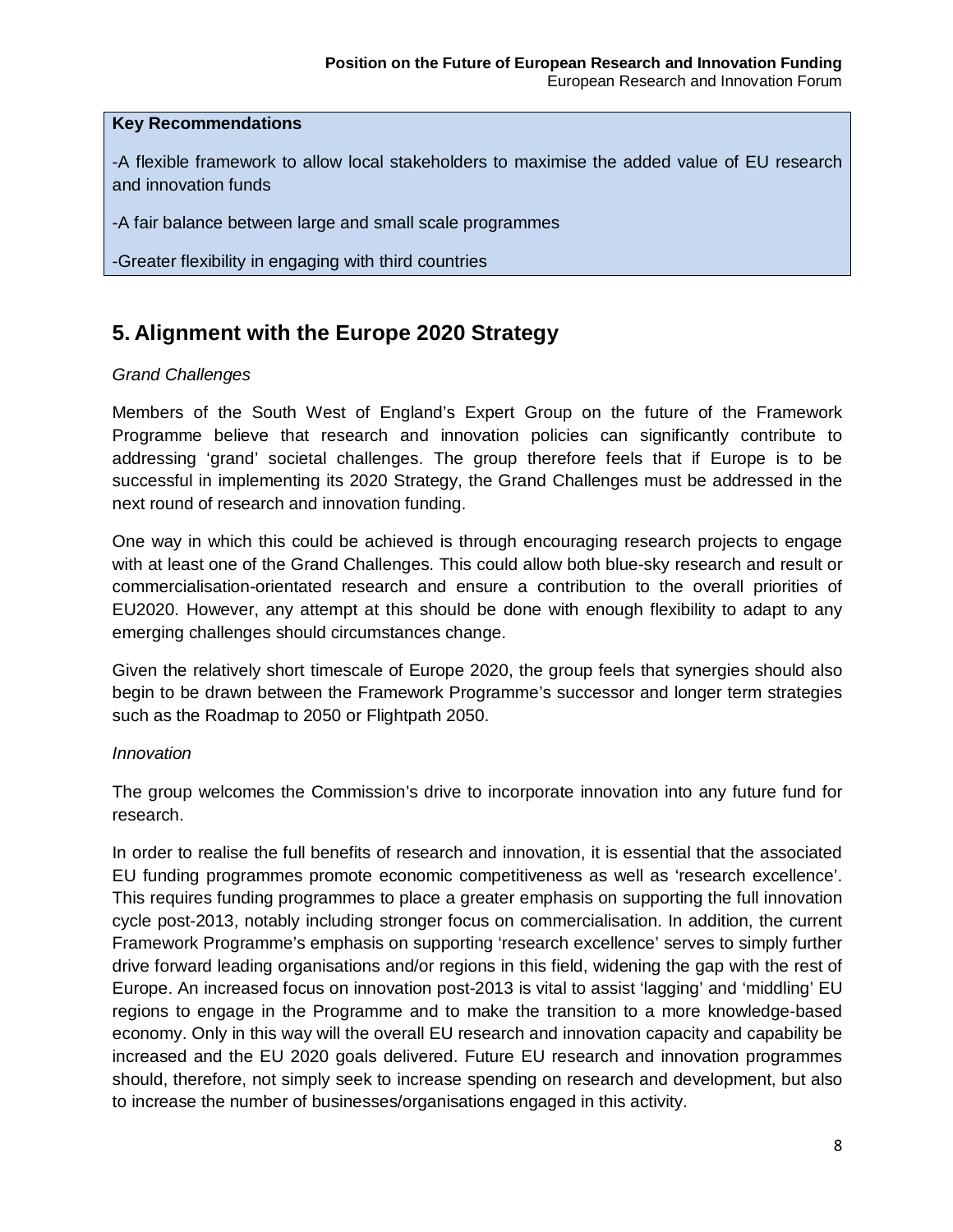**Key Recommendations**

-A flexible framework to allow local stakeholders to maximise the added value of EU research and innovation funds

-A fair balance between large and small scale programmes

-Greater flexibility in engaging with third countries

## 5. Alignment with the Europe 2020 Strategy

*Grand Challenges*

Members of the South West of England's Expert Group on the future of the Framework Programme believe that research and innovation policies can significantly contribute to addressing 'grand' societal challenges. The group therefore feels that if Europe is to be successful in implementing its 2020 Strategy, the Grand Challenges must be addressed in the next round of research and innovation funding.

One way in which this could be achieved is through encouraging research projects to engage with at least one of the Grand Challenges. This could allow both blue-sky research and result or commercialisation-orientated research and ensure a contribution to the overall priorities of EU2020. However, any attempt at this should be done with enough flexibility to adapt to any emerging challenges should circumstances change.

Given the relatively short timescale of Europe 2020, the group feels that synergies should also begin to be drawn between the Framework Programme's successor and longer term strategies such as the Roadmap to 2050 or Flightpath 2050.

*Innovation*

The group welcomes the Commission's drive to incorporate innovation into any future fund for research.

In order to realise the full benefits of research and innovation, it is essential that the associated EU funding programmes promote economic competitiveness as well as 'research excellence'. This requires funding programmes to place a greater emphasis on supporting the full innovation cycle post-2013, notably including stronger focus on commercialisation. In addition, the current Framework Programme's emphasis on supporting 'research excellence' serves to simply further drive forward leading organisations and/or regions in this field, widening the gap with the rest of Europe. An increased focus on innovation post-2013 is vital to assist 'lagging' and 'middling' EU regions to engage in the Programme and to make the transition to a more knowledge-based economy. Only in this way will the overall EU research and innovation capacity and capability be increased and the EU 2020 goals delivered. Future EU research and innovation programmes should, therefore, not simply seek to increase spending on research and development, but also to increase the number of businesses/organisations engaged in this activity.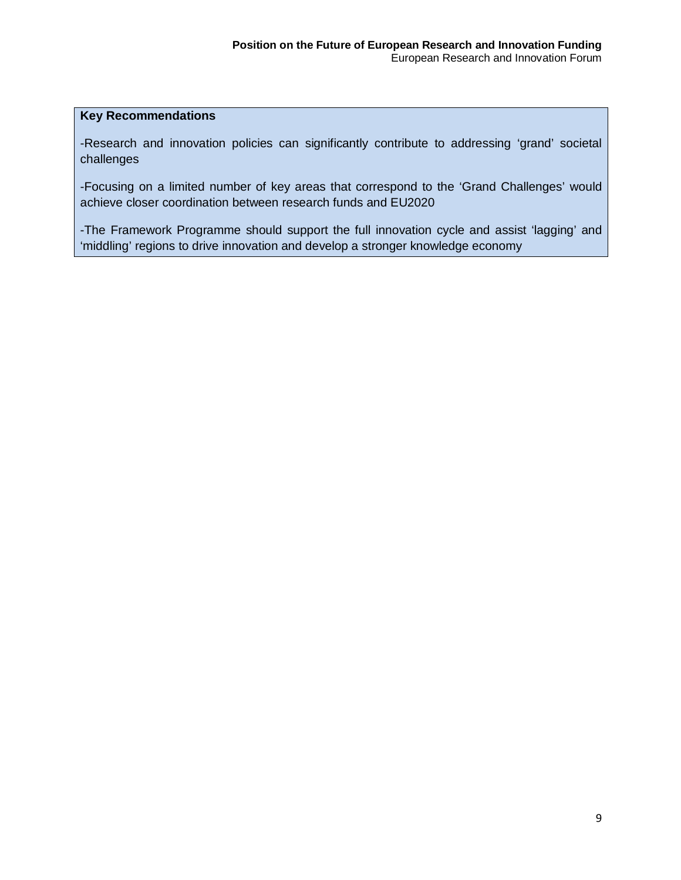**Key Recommendations**

-Research and innovation policies can significantly contribute to addressing 'grand' societal challenges

-Focusing on a limited number of key areas that correspond to the 'Grand Challenges' would achieve closer coordination between research funds and EU2020

-The Framework Programme should support the full innovation cycle and assist 'lagging' and 'middling' regions to drive innovation and develop a stronger knowledge economy